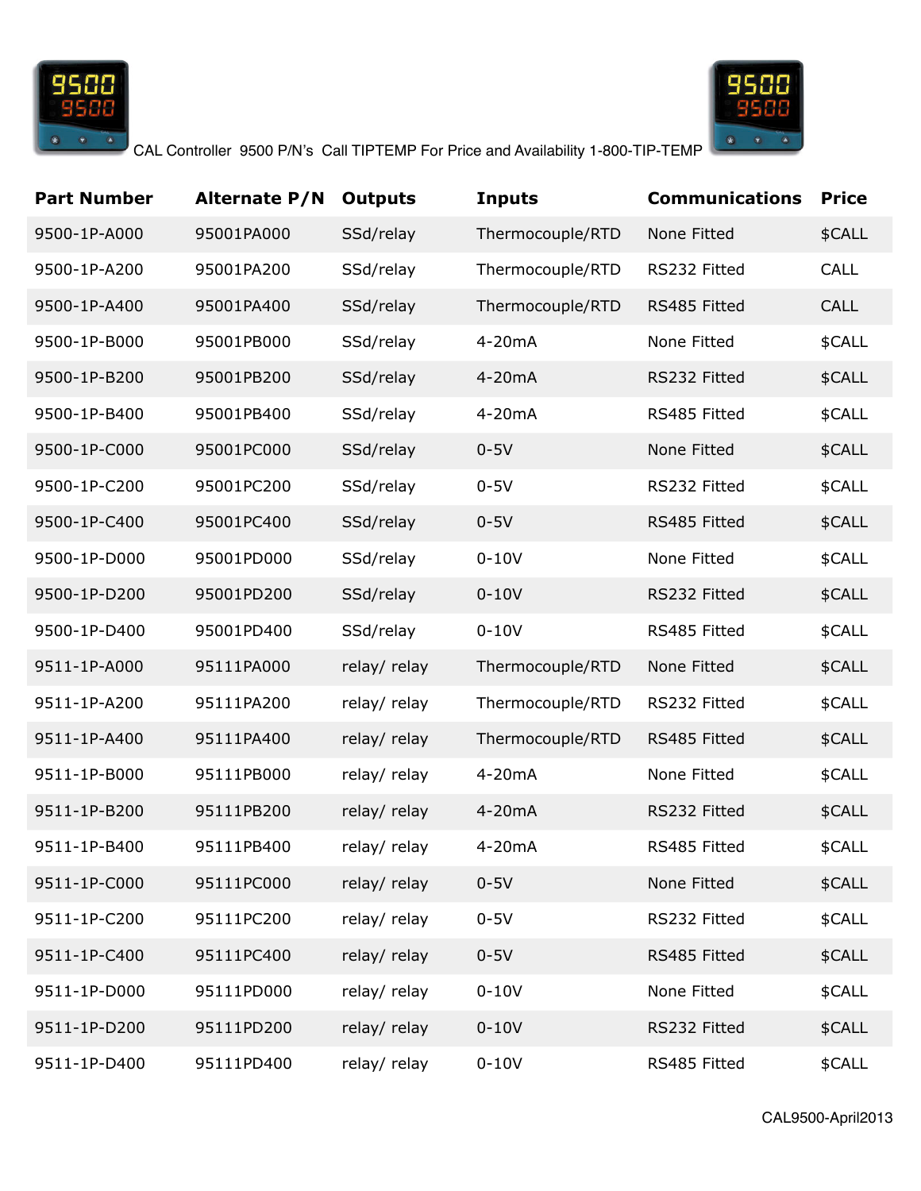CAL Controller 9500 P/N's Call TIPTEMP For Price and Availability 1-800-TIP-TEMP

| Part Number | Alternate P/N | Outputs | Inputs | Communications | Price |
|---|---|---|---|---|---|
| 9500-1P-A000 | 95001PA000 | SSd/relay | Thermocouple/RTD | None Fitted | $CALL |
| 9500-1P-A200 | 95001PA200 | SSd/relay | Thermocouple/RTD | RS232 Fitted | CALL |
| 9500-1P-A400 | 95001PA400 | SSd/relay | Thermocouple/RTD | RS485 Fitted | CALL |
| 9500-1P-B000 | 95001PB000 | SSd/relay | 4-20mA | None Fitted | $CALL |
| 9500-1P-B200 | 95001PB200 | SSd/relay | 4-20mA | RS232 Fitted | $CALL |
| 9500-1P-B400 | 95001PB400 | SSd/relay | 4-20mA | RS485 Fitted | $CALL |
| 9500-1P-C000 | 95001PC000 | SSd/relay | 0-5V | None Fitted | $CALL |
| 9500-1P-C200 | 95001PC200 | SSd/relay | 0-5V | RS232 Fitted | $CALL |
| 9500-1P-C400 | 95001PC400 | SSd/relay | 0-5V | RS485 Fitted | $CALL |
| 9500-1P-D000 | 95001PD000 | SSd/relay | 0-10V | None Fitted | $CALL |
| 9500-1P-D200 | 95001PD200 | SSd/relay | 0-10V | RS232 Fitted | $CALL |
| 9500-1P-D400 | 95001PD400 | SSd/relay | 0-10V | RS485 Fitted | $CALL |
| 9511-1P-A000 | 95111PA000 | relay/ relay | Thermocouple/RTD | None Fitted | $CALL |
| 9511-1P-A200 | 95111PA200 | relay/ relay | Thermocouple/RTD | RS232 Fitted | $CALL |
| 9511-1P-A400 | 95111PA400 | relay/ relay | Thermocouple/RTD | RS485 Fitted | $CALL |
| 9511-1P-B000 | 95111PB000 | relay/ relay | 4-20mA | None Fitted | $CALL |
| 9511-1P-B200 | 95111PB200 | relay/ relay | 4-20mA | RS232 Fitted | $CALL |
| 9511-1P-B400 | 95111PB400 | relay/ relay | 4-20mA | RS485 Fitted | $CALL |
| 9511-1P-C000 | 95111PC000 | relay/ relay | 0-5V | None Fitted | $CALL |
| 9511-1P-C200 | 95111PC200 | relay/ relay | 0-5V | RS232 Fitted | $CALL |
| 9511-1P-C400 | 95111PC400 | relay/ relay | 0-5V | RS485 Fitted | $CALL |
| 9511-1P-D000 | 95111PD000 | relay/ relay | 0-10V | None Fitted | $CALL |
| 9511-1P-D200 | 95111PD200 | relay/ relay | 0-10V | RS232 Fitted | $CALL |
| 9511-1P-D400 | 95111PD400 | relay/ relay | 0-10V | RS485 Fitted | $CALL |

CAL9500-April2013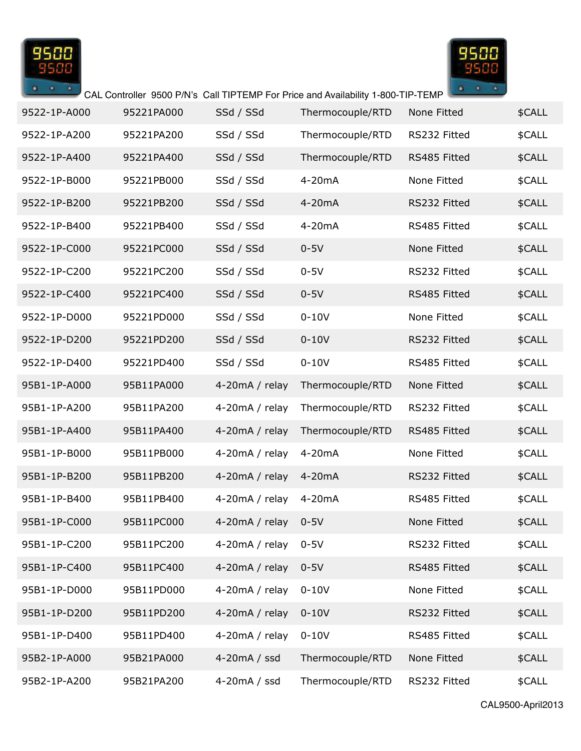CAL Controller 9500 P/N's Call TIPTEMP For Price and Availability 1-800-TIP-TEMP

| | | | | | |
|---|---|---|---|---|---|
| 9522-1P-A000 | 95221PA000 | SSd / SSd | Thermocouple/RTD | None Fitted | $CALL |
| 9522-1P-A200 | 95221PA200 | SSd / SSd | Thermocouple/RTD | RS232 Fitted | $CALL |
| 9522-1P-A400 | 95221PA400 | SSd / SSd | Thermocouple/RTD | RS485 Fitted | $CALL |
| 9522-1P-B000 | 95221PB000 | SSd / SSd | 4-20mA | None Fitted | $CALL |
| 9522-1P-B200 | 95221PB200 | SSd / SSd | 4-20mA | RS232 Fitted | $CALL |
| 9522-1P-B400 | 95221PB400 | SSd / SSd | 4-20mA | RS485 Fitted | $CALL |
| 9522-1P-C000 | 95221PC000 | SSd / SSd | 0-5V | None Fitted | $CALL |
| 9522-1P-C200 | 95221PC200 | SSd / SSd | 0-5V | RS232 Fitted | $CALL |
| 9522-1P-C400 | 95221PC400 | SSd / SSd | 0-5V | RS485 Fitted | $CALL |
| 9522-1P-D000 | 95221PD000 | SSd / SSd | 0-10V | None Fitted | $CALL |
| 9522-1P-D200 | 95221PD200 | SSd / SSd | 0-10V | RS232 Fitted | $CALL |
| 9522-1P-D400 | 95221PD400 | SSd / SSd | 0-10V | RS485 Fitted | $CALL |
| 95B1-1P-A000 | 95B11PA000 | 4-20mA / relay | Thermocouple/RTD | None Fitted | $CALL |
| 95B1-1P-A200 | 95B11PA200 | 4-20mA / relay | Thermocouple/RTD | RS232 Fitted | $CALL |
| 95B1-1P-A400 | 95B11PA400 | 4-20mA / relay | Thermocouple/RTD | RS485 Fitted | $CALL |
| 95B1-1P-B000 | 95B11PB000 | 4-20mA / relay | 4-20mA | None Fitted | $CALL |
| 95B1-1P-B200 | 95B11PB200 | 4-20mA / relay | 4-20mA | RS232 Fitted | $CALL |
| 95B1-1P-B400 | 95B11PB400 | 4-20mA / relay | 4-20mA | RS485 Fitted | $CALL |
| 95B1-1P-C000 | 95B11PC000 | 4-20mA / relay | 0-5V | None Fitted | $CALL |
| 95B1-1P-C200 | 95B11PC200 | 4-20mA / relay | 0-5V | RS232 Fitted | $CALL |
| 95B1-1P-C400 | 95B11PC400 | 4-20mA / relay | 0-5V | RS485 Fitted | $CALL |
| 95B1-1P-D000 | 95B11PD000 | 4-20mA / relay | 0-10V | None Fitted | $CALL |
| 95B1-1P-D200 | 95B11PD200 | 4-20mA / relay | 0-10V | RS232 Fitted | $CALL |
| 95B1-1P-D400 | 95B11PD400 | 4-20mA / relay | 0-10V | RS485 Fitted | $CALL |
| 95B2-1P-A000 | 95B21PA000 | 4-20mA / ssd | Thermocouple/RTD | None Fitted | $CALL |
| 95B2-1P-A200 | 95B21PA200 | 4-20mA / ssd | Thermocouple/RTD | RS232 Fitted | $CALL |

CAL9500-April2013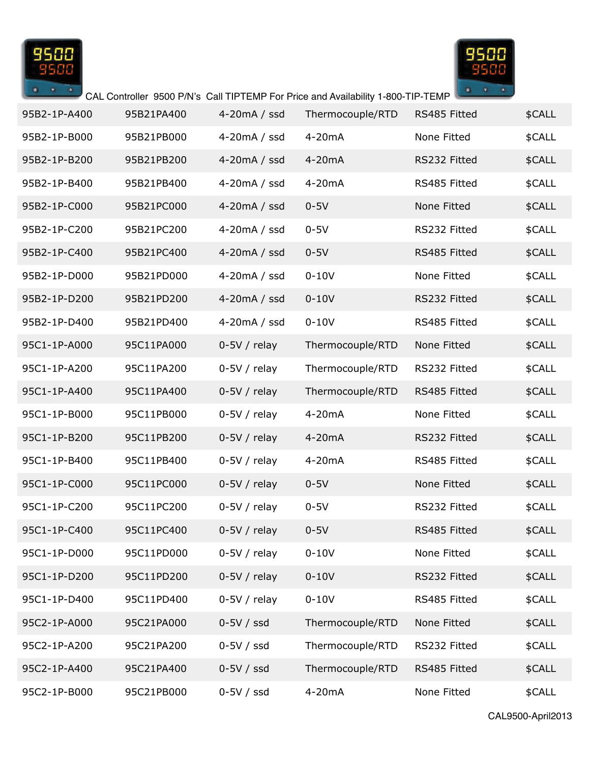CAL Controller 9500 P/N's Call TIPTEMP For Price and Availability 1-800-TIP-TEMP

| | | | | | |
|---|---|---|---|---|---|
| 95B2-1P-A400 | 95B21PA400 | 4-20mA / ssd | Thermocouple/RTD | RS485 Fitted | $CALL |
| 95B2-1P-B000 | 95B21PB000 | 4-20mA / ssd | 4-20mA | None Fitted | $CALL |
| 95B2-1P-B200 | 95B21PB200 | 4-20mA / ssd | 4-20mA | RS232 Fitted | $CALL |
| 95B2-1P-B400 | 95B21PB400 | 4-20mA / ssd | 4-20mA | RS485 Fitted | $CALL |
| 95B2-1P-C000 | 95B21PC000 | 4-20mA / ssd | 0-5V | None Fitted | $CALL |
| 95B2-1P-C200 | 95B21PC200 | 4-20mA / ssd | 0-5V | RS232 Fitted | $CALL |
| 95B2-1P-C400 | 95B21PC400 | 4-20mA / ssd | 0-5V | RS485 Fitted | $CALL |
| 95B2-1P-D000 | 95B21PD000 | 4-20mA / ssd | 0-10V | None Fitted | $CALL |
| 95B2-1P-D200 | 95B21PD200 | 4-20mA / ssd | 0-10V | RS232 Fitted | $CALL |
| 95B2-1P-D400 | 95B21PD400 | 4-20mA / ssd | 0-10V | RS485 Fitted | $CALL |
| 95C1-1P-A000 | 95C11PA000 | 0-5V / relay | Thermocouple/RTD | None Fitted | $CALL |
| 95C1-1P-A200 | 95C11PA200 | 0-5V / relay | Thermocouple/RTD | RS232 Fitted | $CALL |
| 95C1-1P-A400 | 95C11PA400 | 0-5V / relay | Thermocouple/RTD | RS485 Fitted | $CALL |
| 95C1-1P-B000 | 95C11PB000 | 0-5V / relay | 4-20mA | None Fitted | $CALL |
| 95C1-1P-B200 | 95C11PB200 | 0-5V / relay | 4-20mA | RS232 Fitted | $CALL |
| 95C1-1P-B400 | 95C11PB400 | 0-5V / relay | 4-20mA | RS485 Fitted | $CALL |
| 95C1-1P-C000 | 95C11PC000 | 0-5V / relay | 0-5V | None Fitted | $CALL |
| 95C1-1P-C200 | 95C11PC200 | 0-5V / relay | 0-5V | RS232 Fitted | $CALL |
| 95C1-1P-C400 | 95C11PC400 | 0-5V / relay | 0-5V | RS485 Fitted | $CALL |
| 95C1-1P-D000 | 95C11PD000 | 0-5V / relay | 0-10V | None Fitted | $CALL |
| 95C1-1P-D200 | 95C11PD200 | 0-5V / relay | 0-10V | RS232 Fitted | $CALL |
| 95C1-1P-D400 | 95C11PD400 | 0-5V / relay | 0-10V | RS485 Fitted | $CALL |
| 95C2-1P-A000 | 95C21PA000 | 0-5V / ssd | Thermocouple/RTD | None Fitted | $CALL |
| 95C2-1P-A200 | 95C21PA200 | 0-5V / ssd | Thermocouple/RTD | RS232 Fitted | $CALL |
| 95C2-1P-A400 | 95C21PA400 | 0-5V / ssd | Thermocouple/RTD | RS485 Fitted | $CALL |
| 95C2-1P-B000 | 95C21PB000 | 0-5V / ssd | 4-20mA | None Fitted | $CALL |

CAL9500-April2013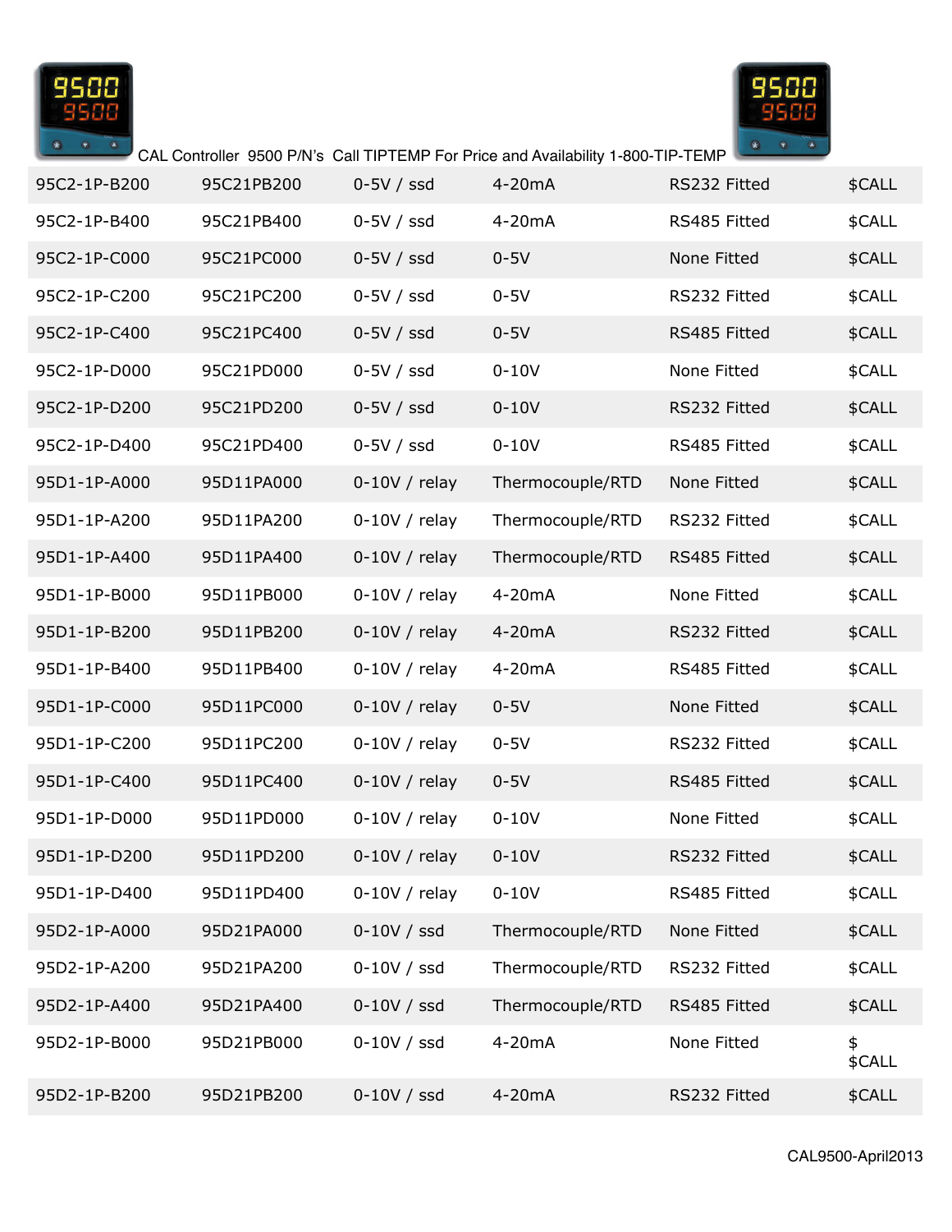CAL Controller 9500 P/N's Call TIPTEMP For Price and Availability 1-800-TIP-TEMP

| | | | | | |
|---|---|---|---|---|---|
| 95C2-1P-B200 | 95C21PB200 | 0-5V / ssd | 4-20mA | RS232 Fitted | $CALL |
| 95C2-1P-B400 | 95C21PB400 | 0-5V / ssd | 4-20mA | RS485 Fitted | $CALL |
| 95C2-1P-C000 | 95C21PC000 | 0-5V / ssd | 0-5V | None Fitted | $CALL |
| 95C2-1P-C200 | 95C21PC200 | 0-5V / ssd | 0-5V | RS232 Fitted | $CALL |
| 95C2-1P-C400 | 95C21PC400 | 0-5V / ssd | 0-5V | RS485 Fitted | $CALL |
| 95C2-1P-D000 | 95C21PD000 | 0-5V / ssd | 0-10V | None Fitted | $CALL |
| 95C2-1P-D200 | 95C21PD200 | 0-5V / ssd | 0-10V | RS232 Fitted | $CALL |
| 95C2-1P-D400 | 95C21PD400 | 0-5V / ssd | 0-10V | RS485 Fitted | $CALL |
| 95D1-1P-A000 | 95D11PA000 | 0-10V / relay | Thermocouple/RTD | None Fitted | $CALL |
| 95D1-1P-A200 | 95D11PA200 | 0-10V / relay | Thermocouple/RTD | RS232 Fitted | $CALL |
| 95D1-1P-A400 | 95D11PA400 | 0-10V / relay | Thermocouple/RTD | RS485 Fitted | $CALL |
| 95D1-1P-B000 | 95D11PB000 | 0-10V / relay | 4-20mA | None Fitted | $CALL |
| 95D1-1P-B200 | 95D11PB200 | 0-10V / relay | 4-20mA | RS232 Fitted | $CALL |
| 95D1-1P-B400 | 95D11PB400 | 0-10V / relay | 4-20mA | RS485 Fitted | $CALL |
| 95D1-1P-C000 | 95D11PC000 | 0-10V / relay | 0-5V | None Fitted | $CALL |
| 95D1-1P-C200 | 95D11PC200 | 0-10V / relay | 0-5V | RS232 Fitted | $CALL |
| 95D1-1P-C400 | 95D11PC400 | 0-10V / relay | 0-5V | RS485 Fitted | $CALL |
| 95D1-1P-D000 | 95D11PD000 | 0-10V / relay | 0-10V | None Fitted | $CALL |
| 95D1-1P-D200 | 95D11PD200 | 0-10V / relay | 0-10V | RS232 Fitted | $CALL |
| 95D1-1P-D400 | 95D11PD400 | 0-10V / relay | 0-10V | RS485 Fitted | $CALL |
| 95D2-1P-A000 | 95D21PA000 | 0-10V / ssd | Thermocouple/RTD | None Fitted | $CALL |
| 95D2-1P-A200 | 95D21PA200 | 0-10V / ssd | Thermocouple/RTD | RS232 Fitted | $CALL |
| 95D2-1P-A400 | 95D21PA400 | 0-10V / ssd | Thermocouple/RTD | RS485 Fitted | $CALL |
| 95D2-1P-B000 | 95D21PB000 | 0-10V / ssd | 4-20mA | None Fitted | $ $CALL |
| 95D2-1P-B200 | 95D21PB200 | 0-10V / ssd | 4-20mA | RS232 Fitted | $CALL |

CAL9500-April2013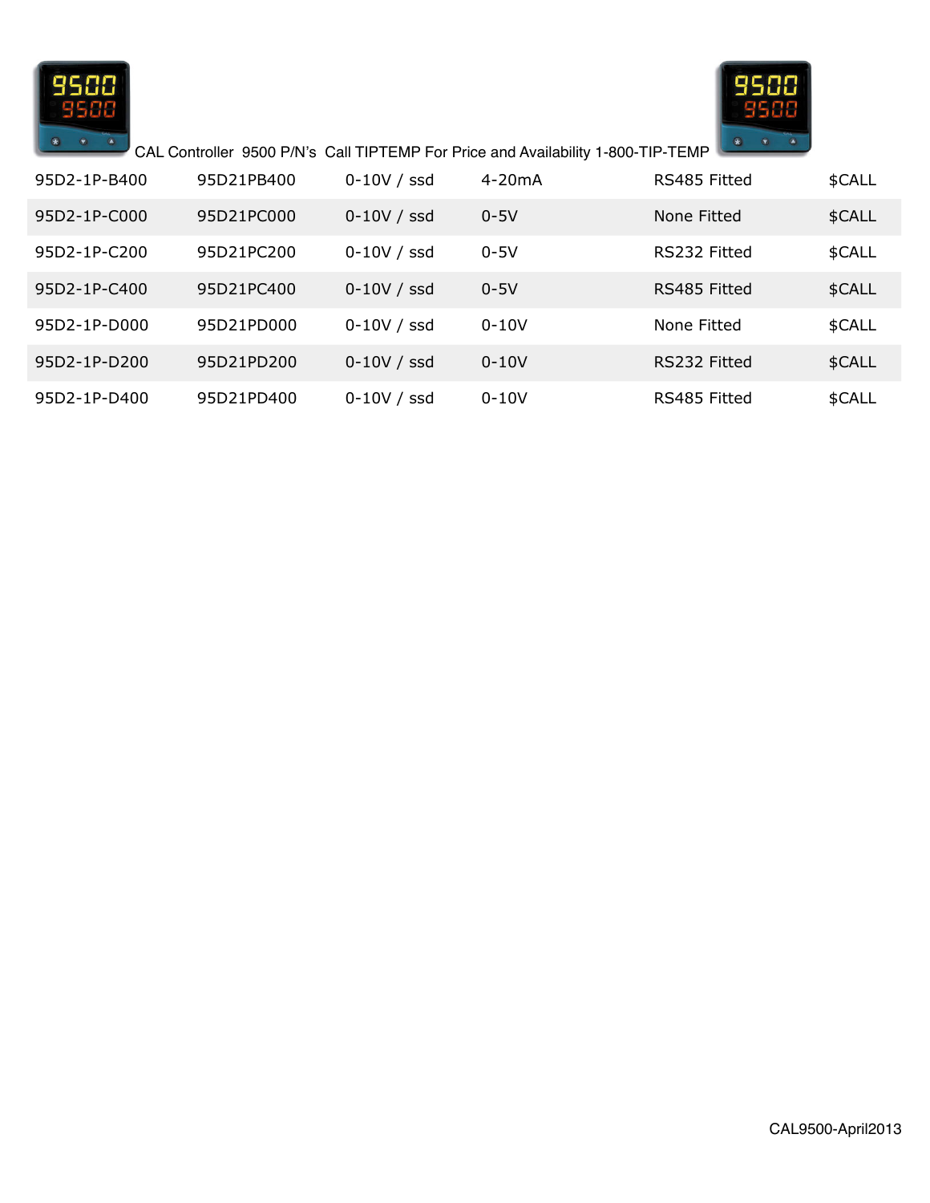CAL Controller 9500 P/N's Call TIPTEMP For Price and Availability 1-800-TIP-TEMP

| | | | | | |
|---|---|---|---|---|---|
| 95D2-1P-B400 | 95D21PB400 | 0-10V / ssd | 4-20mA | RS485 Fitted | $CALL |
| 95D2-1P-C000 | 95D21PC000 | 0-10V / ssd | 0-5V | None Fitted | $CALL |
| 95D2-1P-C200 | 95D21PC200 | 0-10V / ssd | 0-5V | RS232 Fitted | $CALL |
| 95D2-1P-C400 | 95D21PC400 | 0-10V / ssd | 0-5V | RS485 Fitted | $CALL |
| 95D2-1P-D000 | 95D21PD000 | 0-10V / ssd | 0-10V | None Fitted | $CALL |
| 95D2-1P-D200 | 95D21PD200 | 0-10V / ssd | 0-10V | RS232 Fitted | $CALL |
| 95D2-1P-D400 | 95D21PD400 | 0-10V / ssd | 0-10V | RS485 Fitted | $CALL |